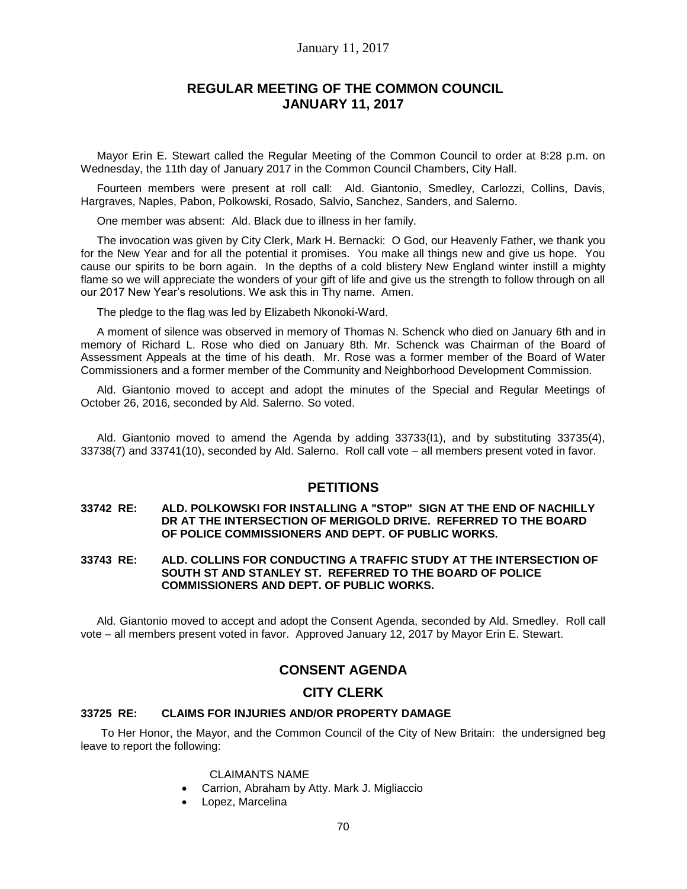# REGULAR MEETING OF THE COMMON COUNCIL JANUARY 11, 2017

Mayor Erin E. Stewart called the Regular Meeting of the Common Council to order at 8:28 p.m. on Wednesday, the 11th day of January 2017 in the Common Council Chambers, City Hall.

Fourteen members were present at roll call: Ald. Giantonio, Smedley, Carlozzi, Collins, Davis, Hargraves, Naples, Pabon, Polkowski, Rosado, Salvio, Sanchez, Sanders, and Salerno.

One member was absent: Ald. Black due to illness in her family.

The invocation was given by City Clerk, Mark H. Bernacki: O God, our Heavenly Father, we thank you for the New Year and for all the potential it promises. You make all things new and give us hope. You cause our spirits to be born again. In the depths of a cold blistery New England winter instill a mighty flame so we will appreciate the wonders of your gift of life and give us the strength to follow through on all our 2017 New Year's resolutions. We ask this in Thy name. Amen.

The pledge to the flag was led by Elizabeth Nkonoki-Ward.

A moment of silence was observed in memory of Thomas N. Schenck who died on January 6th and in memory of Richard L. Rose who died on January 8th. Mr. Schenck was Chairman of the Board of Assessment Appeals at the time of his death. Mr. Rose was a former member of the Board of Water Commissioners and a former member of the Community and Neighborhood Development Commission.

Ald. Giantonio moved to accept and adopt the minutes of the Special and Regular Meetings of October 26, 2016, seconded by Ald. Salerno. So voted.

Ald. Giantonio moved to amend the Agenda by adding 33733(I1), and by substituting 33735(4), 33738(7) and 33741(10), seconded by Ald. Salerno. Roll call vote – all members present voted in favor.

## PETITIONS

**33742 RE: ALD. POLKOWSKI FOR INSTALLING A "STOP" SIGN AT THE END OF NACHILLY DR AT THE INTERSECTION OF MERIGOLD DRIVE. REFERRED TO THE BOARD OF POLICE COMMISSIONERS AND DEPT. OF PUBLIC WORKS.**

**33743 RE: ALD. COLLINS FOR CONDUCTING A TRAFFIC STUDY AT THE INTERSECTION OF SOUTH ST AND STANLEY ST. REFERRED TO THE BOARD OF POLICE COMMISSIONERS AND DEPT. OF PUBLIC WORKS.**

Ald. Giantonio moved to accept and adopt the Consent Agenda, seconded by Ald. Smedley. Roll call vote – all members present voted in favor. Approved January 12, 2017 by Mayor Erin E. Stewart.

## CONSENT AGENDA

## CITY CLERK

**33725 RE: CLAIMS FOR INJURIES AND/OR PROPERTY DAMAGE**

To Her Honor, the Mayor, and the Common Council of the City of New Britain: the undersigned beg leave to report the following:

CLAIMANTS NAME

- Carrion, Abraham by Atty. Mark J. Migliaccio
- Lopez, Marcelina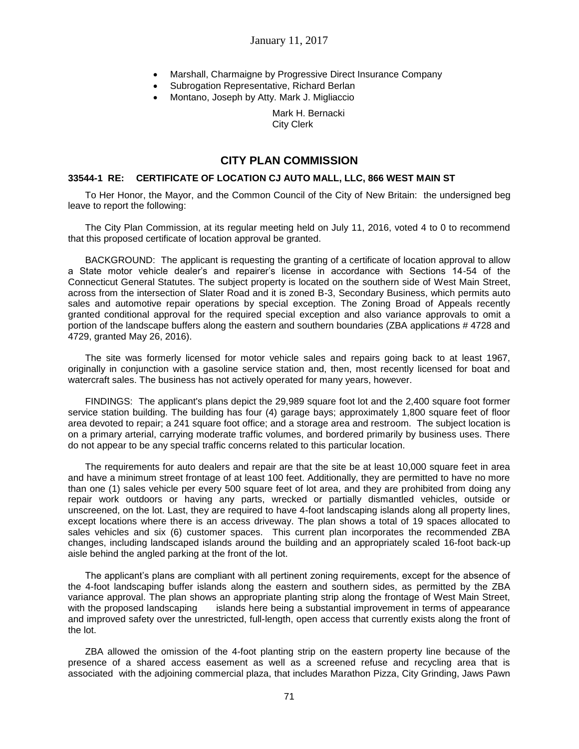- Marshall, Charmaigne by Progressive Direct Insurance Company
- Subrogation Representative, Richard Berlan
- Montano, Joseph by Atty. Mark J. Migliaccio

Mark H. Bernacki
City Clerk

## CITY PLAN COMMISSION

**33544-1 RE: CERTIFICATE OF LOCATION CJ AUTO MALL, LLC, 866 WEST MAIN ST**

To Her Honor, the Mayor, and the Common Council of the City of New Britain: the undersigned beg leave to report the following:

The City Plan Commission, at its regular meeting held on July 11, 2016, voted 4 to 0 to recommend that this proposed certificate of location approval be granted.

BACKGROUND: The applicant is requesting the granting of a certificate of location approval to allow a State motor vehicle dealer's and repairer's license in accordance with Sections 14-54 of the Connecticut General Statutes. The subject property is located on the southern side of West Main Street, across from the intersection of Slater Road and it is zoned B-3, Secondary Business, which permits auto sales and automotive repair operations by special exception. The Zoning Broad of Appeals recently granted conditional approval for the required special exception and also variance approvals to omit a portion of the landscape buffers along the eastern and southern boundaries (ZBA applications # 4728 and 4729, granted May 26, 2016).

The site was formerly licensed for motor vehicle sales and repairs going back to at least 1967, originally in conjunction with a gasoline service station and, then, most recently licensed for boat and watercraft sales. The business has not actively operated for many years, however.

FINDINGS: The applicant's plans depict the 29,989 square foot lot and the 2,400 square foot former service station building. The building has four (4) garage bays; approximately 1,800 square feet of floor area devoted to repair; a 241 square foot office; and a storage area and restroom. The subject location is on a primary arterial, carrying moderate traffic volumes, and bordered primarily by business uses. There do not appear to be any special traffic concerns related to this particular location.

The requirements for auto dealers and repair are that the site be at least 10,000 square feet in area and have a minimum street frontage of at least 100 feet. Additionally, they are permitted to have no more than one (1) sales vehicle per every 500 square feet of lot area, and they are prohibited from doing any repair work outdoors or having any parts, wrecked or partially dismantled vehicles, outside or unscreened, on the lot. Last, they are required to have 4-foot landscaping islands along all property lines, except locations where there is an access driveway. The plan shows a total of 19 spaces allocated to sales vehicles and six (6) customer spaces. This current plan incorporates the recommended ZBA changes, including landscaped islands around the building and an appropriately scaled 16-foot back-up aisle behind the angled parking at the front of the lot.

The applicant's plans are compliant with all pertinent zoning requirements, except for the absence of the 4-foot landscaping buffer islands along the eastern and southern sides, as permitted by the ZBA variance approval. The plan shows an appropriate planting strip along the frontage of West Main Street, with the proposed landscaping islands here being a substantial improvement in terms of appearance and improved safety over the unrestricted, full-length, open access that currently exists along the front of the lot.

ZBA allowed the omission of the 4-foot planting strip on the eastern property line because of the presence of a shared access easement as well as a screened refuse and recycling area that is associated with the adjoining commercial plaza, that includes Marathon Pizza, City Grinding, Jaws Pawn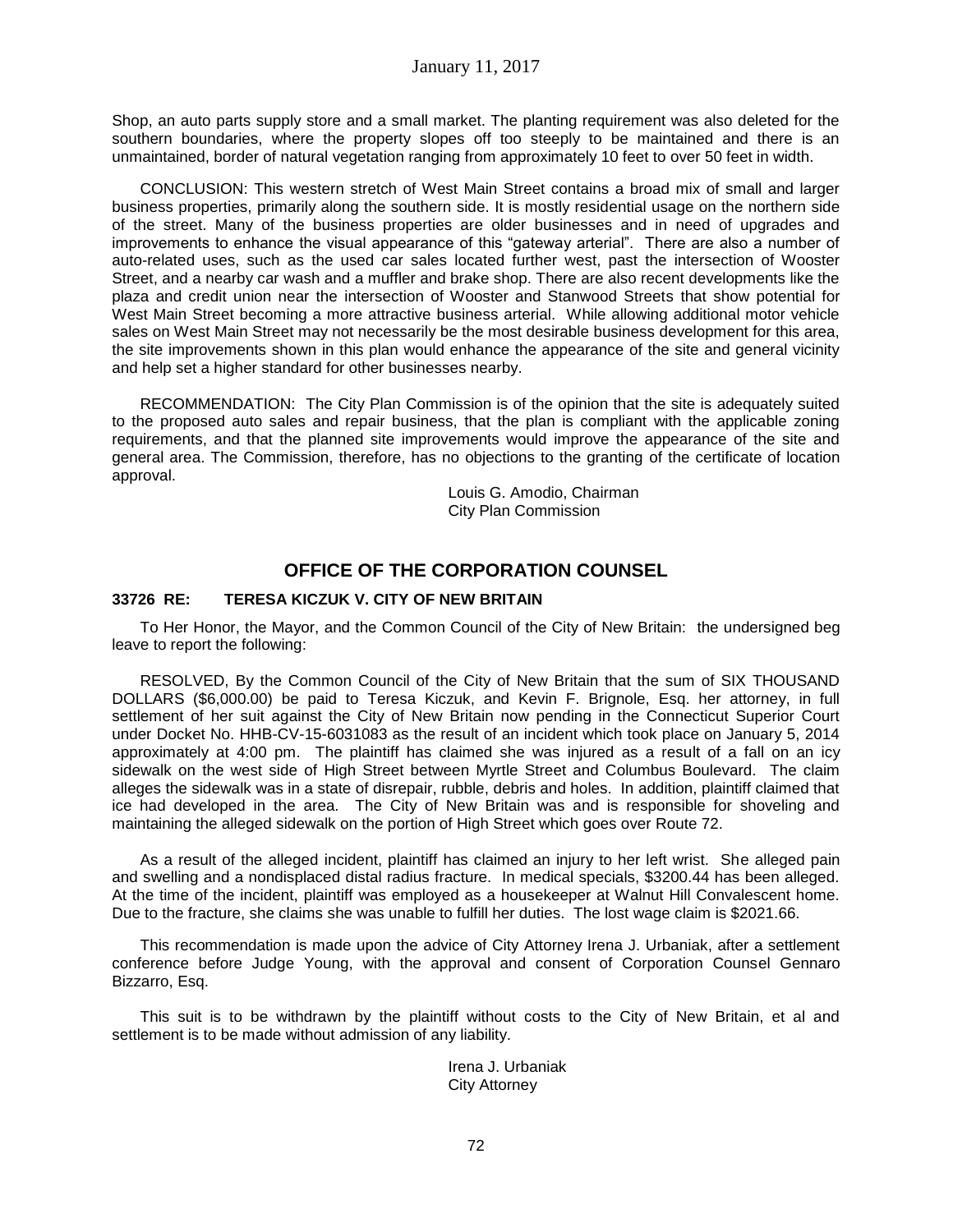Shop, an auto parts supply store and a small market. The planting requirement was also deleted for the southern boundaries, where the property slopes off too steeply to be maintained and there is an unmaintained, border of natural vegetation ranging from approximately 10 feet to over 50 feet in width.

CONCLUSION: This western stretch of West Main Street contains a broad mix of small and larger business properties, primarily along the southern side. It is mostly residential usage on the northern side of the street. Many of the business properties are older businesses and in need of upgrades and improvements to enhance the visual appearance of this "gateway arterial". There are also a number of auto-related uses, such as the used car sales located further west, past the intersection of Wooster Street, and a nearby car wash and a muffler and brake shop. There are also recent developments like the plaza and credit union near the intersection of Wooster and Stanwood Streets that show potential for West Main Street becoming a more attractive business arterial. While allowing additional motor vehicle sales on West Main Street may not necessarily be the most desirable business development for this area, the site improvements shown in this plan would enhance the appearance of the site and general vicinity and help set a higher standard for other businesses nearby.

RECOMMENDATION: The City Plan Commission is of the opinion that the site is adequately suited to the proposed auto sales and repair business, that the plan is compliant with the applicable zoning requirements, and that the planned site improvements would improve the appearance of the site and general area. The Commission, therefore, has no objections to the granting of the certificate of location approval.

Louis G. Amodio, Chairman
City Plan Commission

## OFFICE OF THE CORPORATION COUNSEL

**33726 RE: TERESA KICZUK V. CITY OF NEW BRITAIN**

To Her Honor, the Mayor, and the Common Council of the City of New Britain: the undersigned beg leave to report the following:

RESOLVED, By the Common Council of the City of New Britain that the sum of SIX THOUSAND DOLLARS ($6,000.00) be paid to Teresa Kiczuk, and Kevin F. Brignole, Esq. her attorney, in full settlement of her suit against the City of New Britain now pending in the Connecticut Superior Court under Docket No. HHB-CV-15-6031083 as the result of an incident which took place on January 5, 2014 approximately at 4:00 pm. The plaintiff has claimed she was injured as a result of a fall on an icy sidewalk on the west side of High Street between Myrtle Street and Columbus Boulevard. The claim alleges the sidewalk was in a state of disrepair, rubble, debris and holes. In addition, plaintiff claimed that ice had developed in the area. The City of New Britain was and is responsible for shoveling and maintaining the alleged sidewalk on the portion of High Street which goes over Route 72.

As a result of the alleged incident, plaintiff has claimed an injury to her left wrist. She alleged pain and swelling and a nondisplaced distal radius fracture. In medical specials, $3200.44 has been alleged. At the time of the incident, plaintiff was employed as a housekeeper at Walnut Hill Convalescent home. Due to the fracture, she claims she was unable to fulfill her duties. The lost wage claim is $2021.66.

This recommendation is made upon the advice of City Attorney Irena J. Urbaniak, after a settlement conference before Judge Young, with the approval and consent of Corporation Counsel Gennaro Bizzarro, Esq.

This suit is to be withdrawn by the plaintiff without costs to the City of New Britain, et al and settlement is to be made without admission of any liability.

Irena J. Urbaniak
City Attorney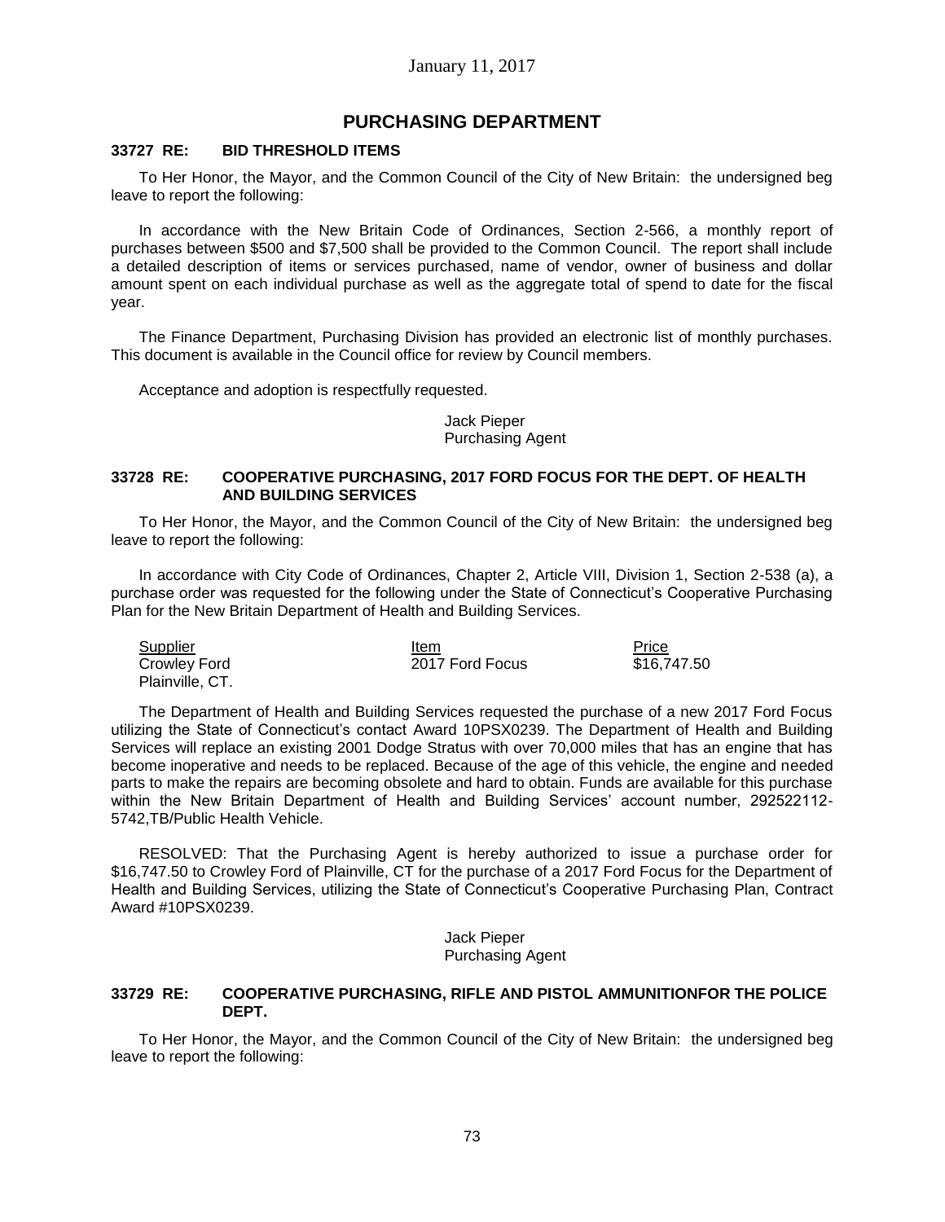January 11, 2017

## PURCHASING DEPARTMENT

### 33727 RE: BID THRESHOLD ITEMS

To Her Honor, the Mayor, and the Common Council of the City of New Britain: the undersigned beg leave to report the following:

In accordance with the New Britain Code of Ordinances, Section 2-566, a monthly report of purchases between $500 and $7,500 shall be provided to the Common Council. The report shall include a detailed description of items or services purchased, name of vendor, owner of business and dollar amount spent on each individual purchase as well as the aggregate total of spend to date for the fiscal year.

The Finance Department, Purchasing Division has provided an electronic list of monthly purchases. This document is available in the Council office for review by Council members.

Acceptance and adoption is respectfully requested.

Jack Pieper
Purchasing Agent

### 33728 RE: COOPERATIVE PURCHASING, 2017 FORD FOCUS FOR THE DEPT. OF HEALTH AND BUILDING SERVICES

To Her Honor, the Mayor, and the Common Council of the City of New Britain: the undersigned beg leave to report the following:

In accordance with City Code of Ordinances, Chapter 2, Article VIII, Division 1, Section 2-538 (a), a purchase order was requested for the following under the State of Connecticut's Cooperative Purchasing Plan for the New Britain Department of Health and Building Services.

| Supplier | Item | Price |
|---|---|---|
| Crowley Ford<br>Plainville, CT. | 2017 Ford Focus | $16,747.50 |

The Department of Health and Building Services requested the purchase of a new 2017 Ford Focus utilizing the State of Connecticut's contact Award 10PSX0239. The Department of Health and Building Services will replace an existing 2001 Dodge Stratus with over 70,000 miles that has an engine that has become inoperative and needs to be replaced. Because of the age of this vehicle, the engine and needed parts to make the repairs are becoming obsolete and hard to obtain. Funds are available for this purchase within the New Britain Department of Health and Building Services' account number, 292522112-5742,TB/Public Health Vehicle.

RESOLVED: That the Purchasing Agent is hereby authorized to issue a purchase order for $16,747.50 to Crowley Ford of Plainville, CT for the purchase of a 2017 Ford Focus for the Department of Health and Building Services, utilizing the State of Connecticut's Cooperative Purchasing Plan, Contract Award #10PSX0239.

Jack Pieper
Purchasing Agent

### 33729 RE: COOPERATIVE PURCHASING, RIFLE AND PISTOL AMMUNITIONFOR THE POLICE DEPT.

To Her Honor, the Mayor, and the Common Council of the City of New Britain: the undersigned beg leave to report the following: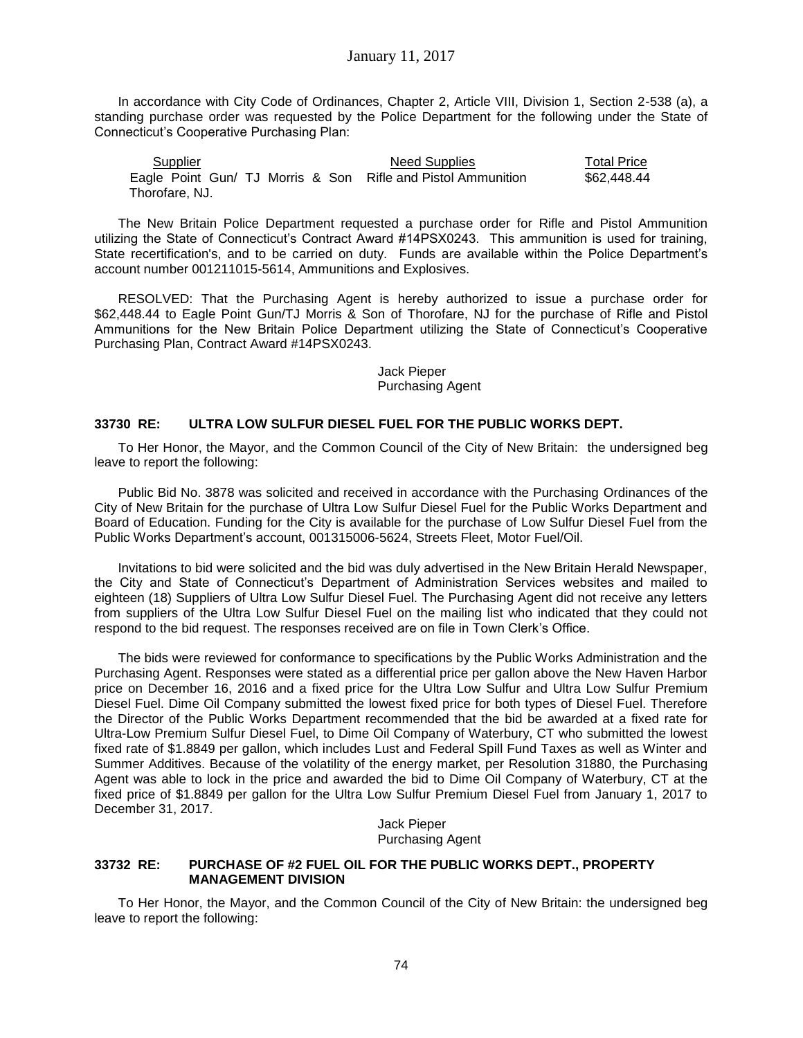In accordance with City Code of Ordinances, Chapter 2, Article VIII, Division 1, Section 2-538 (a), a standing purchase order was requested by the Police Department for the following under the State of Connecticut's Cooperative Purchasing Plan:

| Supplier | Need Supplies | Total Price |
|---|---|---|
| Eagle Point Gun/ TJ Morris & Son Thorofare, NJ. | Rifle and Pistol Ammunition | $62,448.44 |

The New Britain Police Department requested a purchase order for Rifle and Pistol Ammunition utilizing the State of Connecticut's Contract Award #14PSX0243. This ammunition is used for training, State recertification's, and to be carried on duty. Funds are available within the Police Department's account number 001211015-5614, Ammunitions and Explosives.

RESOLVED: That the Purchasing Agent is hereby authorized to issue a purchase order for $62,448.44 to Eagle Point Gun/TJ Morris & Son of Thorofare, NJ for the purchase of Rifle and Pistol Ammunitions for the New Britain Police Department utilizing the State of Connecticut's Cooperative Purchasing Plan, Contract Award #14PSX0243.

Jack Pieper
Purchasing Agent

### 33730 RE: ULTRA LOW SULFUR DIESEL FUEL FOR THE PUBLIC WORKS DEPT.

To Her Honor, the Mayor, and the Common Council of the City of New Britain: the undersigned beg leave to report the following:

Public Bid No. 3878 was solicited and received in accordance with the Purchasing Ordinances of the City of New Britain for the purchase of Ultra Low Sulfur Diesel Fuel for the Public Works Department and Board of Education. Funding for the City is available for the purchase of Low Sulfur Diesel Fuel from the Public Works Department's account, 001315006-5624, Streets Fleet, Motor Fuel/Oil.

Invitations to bid were solicited and the bid was duly advertised in the New Britain Herald Newspaper, the City and State of Connecticut's Department of Administration Services websites and mailed to eighteen (18) Suppliers of Ultra Low Sulfur Diesel Fuel. The Purchasing Agent did not receive any letters from suppliers of the Ultra Low Sulfur Diesel Fuel on the mailing list who indicated that they could not respond to the bid request. The responses received are on file in Town Clerk's Office.

The bids were reviewed for conformance to specifications by the Public Works Administration and the Purchasing Agent. Responses were stated as a differential price per gallon above the New Haven Harbor price on December 16, 2016 and a fixed price for the Ultra Low Sulfur and Ultra Low Sulfur Premium Diesel Fuel. Dime Oil Company submitted the lowest fixed price for both types of Diesel Fuel. Therefore the Director of the Public Works Department recommended that the bid be awarded at a fixed rate for Ultra-Low Premium Sulfur Diesel Fuel, to Dime Oil Company of Waterbury, CT who submitted the lowest fixed rate of $1.8849 per gallon, which includes Lust and Federal Spill Fund Taxes as well as Winter and Summer Additives. Because of the volatility of the energy market, per Resolution 31880, the Purchasing Agent was able to lock in the price and awarded the bid to Dime Oil Company of Waterbury, CT at the fixed price of $1.8849 per gallon for the Ultra Low Sulfur Premium Diesel Fuel from January 1, 2017 to December 31, 2017.

Jack Pieper
Purchasing Agent

### 33732 RE: PURCHASE OF #2 FUEL OIL FOR THE PUBLIC WORKS DEPT., PROPERTY MANAGEMENT DIVISION

To Her Honor, the Mayor, and the Common Council of the City of New Britain: the undersigned beg leave to report the following: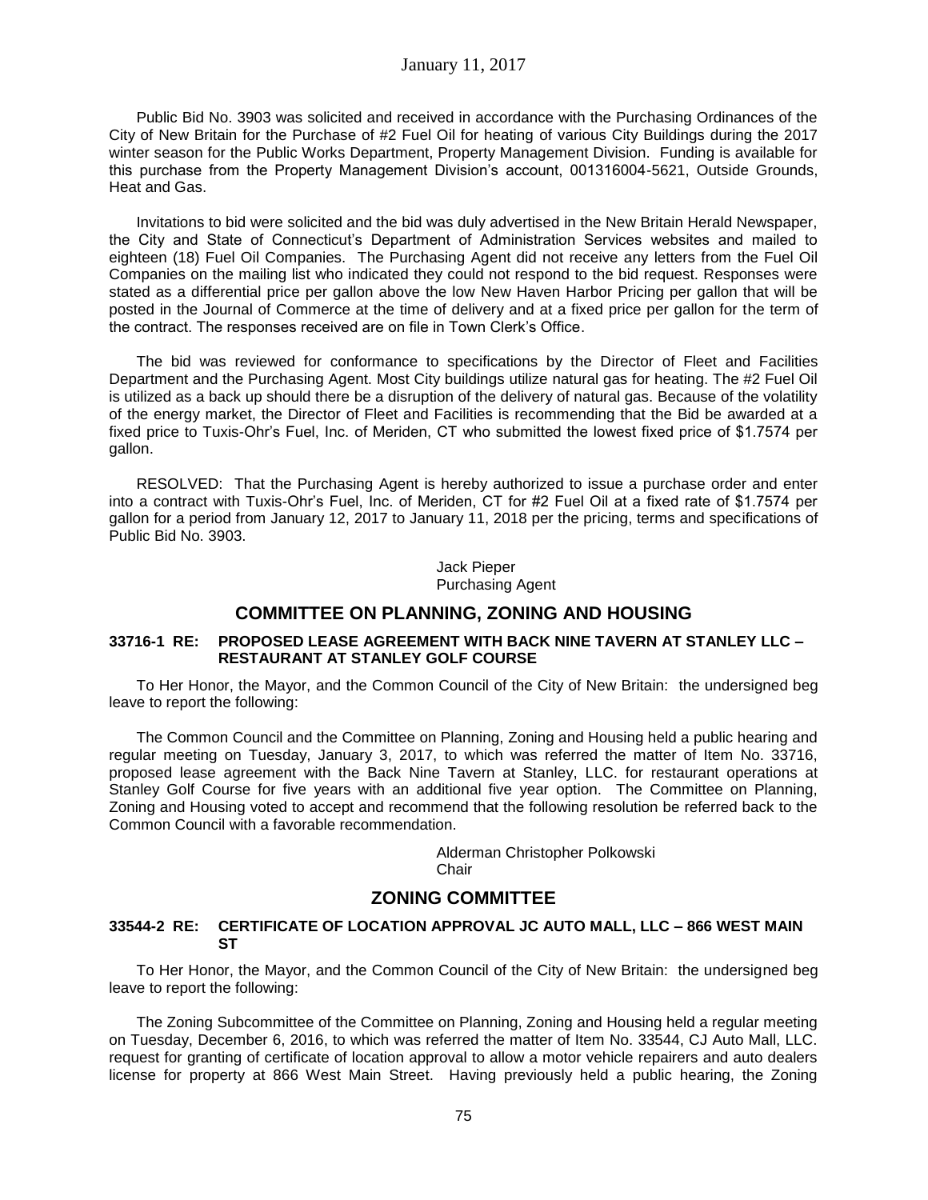Public Bid No. 3903 was solicited and received in accordance with the Purchasing Ordinances of the City of New Britain for the Purchase of #2 Fuel Oil for heating of various City Buildings during the 2017 winter season for the Public Works Department, Property Management Division. Funding is available for this purchase from the Property Management Division's account, 001316004-5621, Outside Grounds, Heat and Gas.

Invitations to bid were solicited and the bid was duly advertised in the New Britain Herald Newspaper, the City and State of Connecticut's Department of Administration Services websites and mailed to eighteen (18) Fuel Oil Companies. The Purchasing Agent did not receive any letters from the Fuel Oil Companies on the mailing list who indicated they could not respond to the bid request. Responses were stated as a differential price per gallon above the low New Haven Harbor Pricing per gallon that will be posted in the Journal of Commerce at the time of delivery and at a fixed price per gallon for the term of the contract. The responses received are on file in Town Clerk's Office.

The bid was reviewed for conformance to specifications by the Director of Fleet and Facilities Department and the Purchasing Agent. Most City buildings utilize natural gas for heating. The #2 Fuel Oil is utilized as a back up should there be a disruption of the delivery of natural gas. Because of the volatility of the energy market, the Director of Fleet and Facilities is recommending that the Bid be awarded at a fixed price to Tuxis-Ohr's Fuel, Inc. of Meriden, CT who submitted the lowest fixed price of $1.7574 per gallon.

RESOLVED: That the Purchasing Agent is hereby authorized to issue a purchase order and enter into a contract with Tuxis-Ohr's Fuel, Inc. of Meriden, CT for #2 Fuel Oil at a fixed rate of $1.7574 per gallon for a period from January 12, 2017 to January 11, 2018 per the pricing, terms and specifications of Public Bid No. 3903.

Jack Pieper
Purchasing Agent

## COMMITTEE ON PLANNING, ZONING AND HOUSING

**33716-1 RE: PROPOSED LEASE AGREEMENT WITH BACK NINE TAVERN AT STANLEY LLC – RESTAURANT AT STANLEY GOLF COURSE**

To Her Honor, the Mayor, and the Common Council of the City of New Britain: the undersigned beg leave to report the following:

The Common Council and the Committee on Planning, Zoning and Housing held a public hearing and regular meeting on Tuesday, January 3, 2017, to which was referred the matter of Item No. 33716, proposed lease agreement with the Back Nine Tavern at Stanley, LLC. for restaurant operations at Stanley Golf Course for five years with an additional five year option. The Committee on Planning, Zoning and Housing voted to accept and recommend that the following resolution be referred back to the Common Council with a favorable recommendation.

Alderman Christopher Polkowski
Chair

## ZONING COMMITTEE

**33544-2 RE: CERTIFICATE OF LOCATION APPROVAL JC AUTO MALL, LLC – 866 WEST MAIN ST**

To Her Honor, the Mayor, and the Common Council of the City of New Britain: the undersigned beg leave to report the following:

The Zoning Subcommittee of the Committee on Planning, Zoning and Housing held a regular meeting on Tuesday, December 6, 2016, to which was referred the matter of Item No. 33544, CJ Auto Mall, LLC. request for granting of certificate of location approval to allow a motor vehicle repairers and auto dealers license for property at 866 West Main Street. Having previously held a public hearing, the Zoning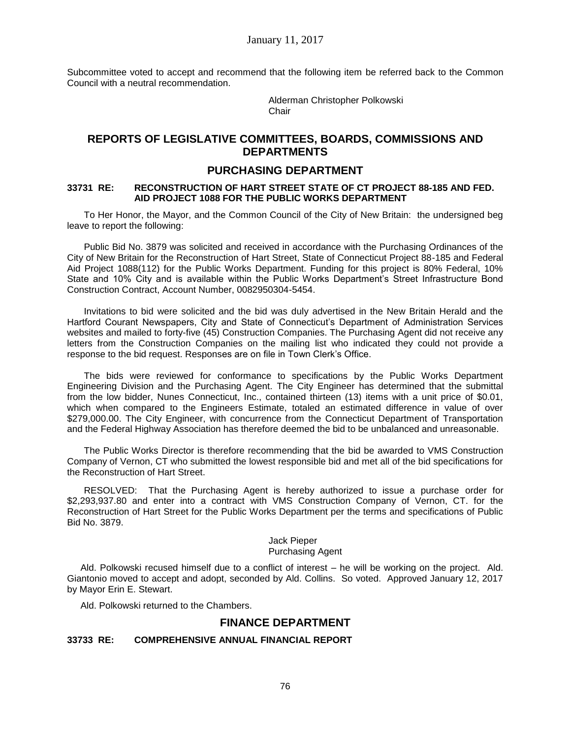Subcommittee voted to accept and recommend that the following item be referred back to the Common Council with a neutral recommendation.

Alderman Christopher Polkowski
Chair

## REPORTS OF LEGISLATIVE COMMITTEES, BOARDS, COMMISSIONS AND DEPARTMENTS

## PURCHASING DEPARTMENT

### 33731 RE: RECONSTRUCTION OF HART STREET STATE OF CT PROJECT 88-185 AND FED. AID PROJECT 1088 FOR THE PUBLIC WORKS DEPARTMENT

To Her Honor, the Mayor, and the Common Council of the City of New Britain: the undersigned beg leave to report the following:

Public Bid No. 3879 was solicited and received in accordance with the Purchasing Ordinances of the City of New Britain for the Reconstruction of Hart Street, State of Connecticut Project 88-185 and Federal Aid Project 1088(112) for the Public Works Department. Funding for this project is 80% Federal, 10% State and 10% City and is available within the Public Works Department's Street Infrastructure Bond Construction Contract, Account Number, 0082950304-5454.

Invitations to bid were solicited and the bid was duly advertised in the New Britain Herald and the Hartford Courant Newspapers, City and State of Connecticut's Department of Administration Services websites and mailed to forty-five (45) Construction Companies. The Purchasing Agent did not receive any letters from the Construction Companies on the mailing list who indicated they could not provide a response to the bid request. Responses are on file in Town Clerk's Office.

The bids were reviewed for conformance to specifications by the Public Works Department Engineering Division and the Purchasing Agent. The City Engineer has determined that the submittal from the low bidder, Nunes Connecticut, Inc., contained thirteen (13) items with a unit price of $0.01, which when compared to the Engineers Estimate, totaled an estimated difference in value of over $279,000.00. The City Engineer, with concurrence from the Connecticut Department of Transportation and the Federal Highway Association has therefore deemed the bid to be unbalanced and unreasonable.

The Public Works Director is therefore recommending that the bid be awarded to VMS Construction Company of Vernon, CT who submitted the lowest responsible bid and met all of the bid specifications for the Reconstruction of Hart Street.

RESOLVED: That the Purchasing Agent is hereby authorized to issue a purchase order for $2,293,937.80 and enter into a contract with VMS Construction Company of Vernon, CT. for the Reconstruction of Hart Street for the Public Works Department per the terms and specifications of Public Bid No. 3879.

Jack Pieper
Purchasing Agent

Ald. Polkowski recused himself due to a conflict of interest – he will be working on the project. Ald. Giantonio moved to accept and adopt, seconded by Ald. Collins. So voted. Approved January 12, 2017 by Mayor Erin E. Stewart.

Ald. Polkowski returned to the Chambers.

## FINANCE DEPARTMENT

### 33733 RE: COMPREHENSIVE ANNUAL FINANCIAL REPORT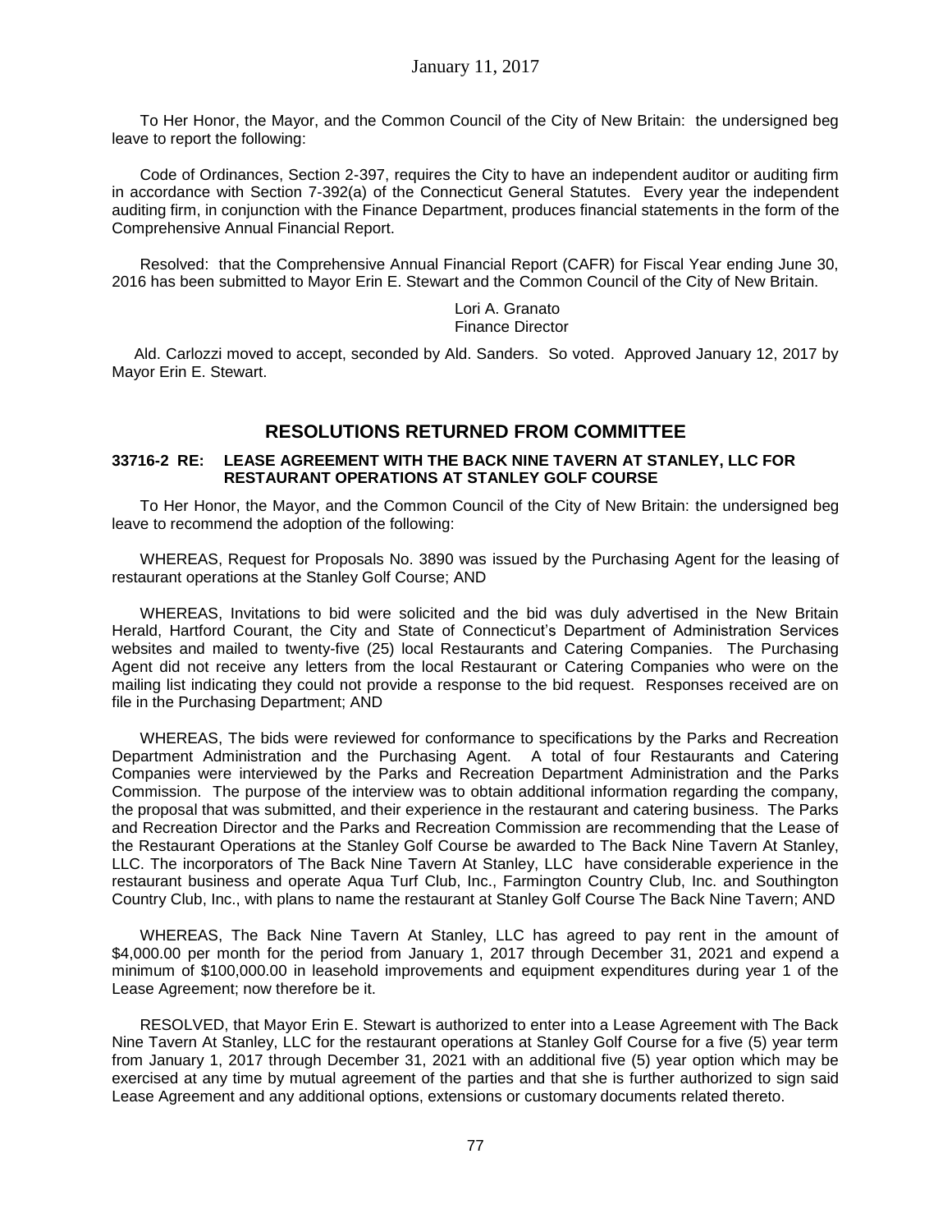January 11, 2017

To Her Honor, the Mayor, and the Common Council of the City of New Britain: the undersigned beg leave to report the following:

Code of Ordinances, Section 2-397, requires the City to have an independent auditor or auditing firm in accordance with Section 7-392(a) of the Connecticut General Statutes. Every year the independent auditing firm, in conjunction with the Finance Department, produces financial statements in the form of the Comprehensive Annual Financial Report.

Resolved: that the Comprehensive Annual Financial Report (CAFR) for Fiscal Year ending June 30, 2016 has been submitted to Mayor Erin E. Stewart and the Common Council of the City of New Britain.

Lori A. Granato
Finance Director

Ald. Carlozzi moved to accept, seconded by Ald. Sanders. So voted. Approved January 12, 2017 by Mayor Erin E. Stewart.

## RESOLUTIONS RETURNED FROM COMMITTEE

### 33716-2 RE: LEASE AGREEMENT WITH THE BACK NINE TAVERN AT STANLEY, LLC FOR RESTAURANT OPERATIONS AT STANLEY GOLF COURSE

To Her Honor, the Mayor, and the Common Council of the City of New Britain: the undersigned beg leave to recommend the adoption of the following:

WHEREAS, Request for Proposals No. 3890 was issued by the Purchasing Agent for the leasing of restaurant operations at the Stanley Golf Course; AND

WHEREAS, Invitations to bid were solicited and the bid was duly advertised in the New Britain Herald, Hartford Courant, the City and State of Connecticut's Department of Administration Services websites and mailed to twenty-five (25) local Restaurants and Catering Companies. The Purchasing Agent did not receive any letters from the local Restaurant or Catering Companies who were on the mailing list indicating they could not provide a response to the bid request. Responses received are on file in the Purchasing Department; AND

WHEREAS, The bids were reviewed for conformance to specifications by the Parks and Recreation Department Administration and the Purchasing Agent. A total of four Restaurants and Catering Companies were interviewed by the Parks and Recreation Department Administration and the Parks Commission. The purpose of the interview was to obtain additional information regarding the company, the proposal that was submitted, and their experience in the restaurant and catering business. The Parks and Recreation Director and the Parks and Recreation Commission are recommending that the Lease of the Restaurant Operations at the Stanley Golf Course be awarded to The Back Nine Tavern At Stanley, LLC. The incorporators of The Back Nine Tavern At Stanley, LLC have considerable experience in the restaurant business and operate Aqua Turf Club, Inc., Farmington Country Club, Inc. and Southington Country Club, Inc., with plans to name the restaurant at Stanley Golf Course The Back Nine Tavern; AND

WHEREAS, The Back Nine Tavern At Stanley, LLC has agreed to pay rent in the amount of $4,000.00 per month for the period from January 1, 2017 through December 31, 2021 and expend a minimum of $100,000.00 in leasehold improvements and equipment expenditures during year 1 of the Lease Agreement; now therefore be it.

RESOLVED, that Mayor Erin E. Stewart is authorized to enter into a Lease Agreement with The Back Nine Tavern At Stanley, LLC for the restaurant operations at Stanley Golf Course for a five (5) year term from January 1, 2017 through December 31, 2021 with an additional five (5) year option which may be exercised at any time by mutual agreement of the parties and that she is further authorized to sign said Lease Agreement and any additional options, extensions or customary documents related thereto.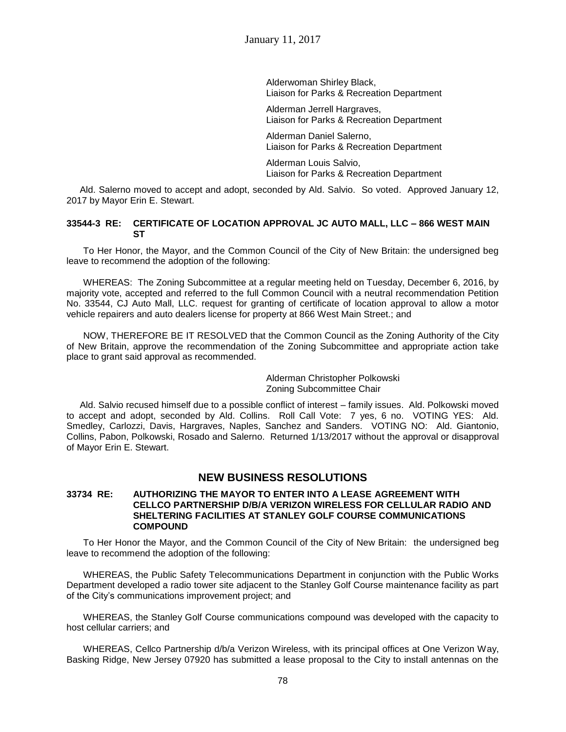Alderwoman Shirley Black,
Liaison for Parks & Recreation Department

Alderman Jerrell Hargraves,
Liaison for Parks & Recreation Department

Alderman Daniel Salerno,
Liaison for Parks & Recreation Department

Alderman Louis Salvio,
Liaison for Parks & Recreation Department

Ald. Salerno moved to accept and adopt, seconded by Ald. Salvio. So voted. Approved January 12, 2017 by Mayor Erin E. Stewart.

**33544-3 RE: CERTIFICATE OF LOCATION APPROVAL JC AUTO MALL, LLC – 866 WEST MAIN ST**

To Her Honor, the Mayor, and the Common Council of the City of New Britain: the undersigned beg leave to recommend the adoption of the following:

WHEREAS: The Zoning Subcommittee at a regular meeting held on Tuesday, December 6, 2016, by majority vote, accepted and referred to the full Common Council with a neutral recommendation Petition No. 33544, CJ Auto Mall, LLC. request for granting of certificate of location approval to allow a motor vehicle repairers and auto dealers license for property at 866 West Main Street.; and

NOW, THEREFORE BE IT RESOLVED that the Common Council as the Zoning Authority of the City of New Britain, approve the recommendation of the Zoning Subcommittee and appropriate action take place to grant said approval as recommended.

Alderman Christopher Polkowski
Zoning Subcommittee Chair

Ald. Salvio recused himself due to a possible conflict of interest – family issues. Ald. Polkowski moved to accept and adopt, seconded by Ald. Collins. Roll Call Vote: 7 yes, 6 no. VOTING YES: Ald. Smedley, Carlozzi, Davis, Hargraves, Naples, Sanchez and Sanders. VOTING NO: Ald. Giantonio, Collins, Pabon, Polkowski, Rosado and Salerno. Returned 1/13/2017 without the approval or disapproval of Mayor Erin E. Stewart.

## NEW BUSINESS RESOLUTIONS

**33734 RE: AUTHORIZING THE MAYOR TO ENTER INTO A LEASE AGREEMENT WITH CELLCO PARTNERSHIP D/B/A VERIZON WIRELESS FOR CELLULAR RADIO AND SHELTERING FACILITIES AT STANLEY GOLF COURSE COMMUNICATIONS COMPOUND**

To Her Honor the Mayor, and the Common Council of the City of New Britain: the undersigned beg leave to recommend the adoption of the following:

WHEREAS, the Public Safety Telecommunications Department in conjunction with the Public Works Department developed a radio tower site adjacent to the Stanley Golf Course maintenance facility as part of the City's communications improvement project; and

WHEREAS, the Stanley Golf Course communications compound was developed with the capacity to host cellular carriers; and

WHEREAS, Cellco Partnership d/b/a Verizon Wireless, with its principal offices at One Verizon Way, Basking Ridge, New Jersey 07920 has submitted a lease proposal to the City to install antennas on the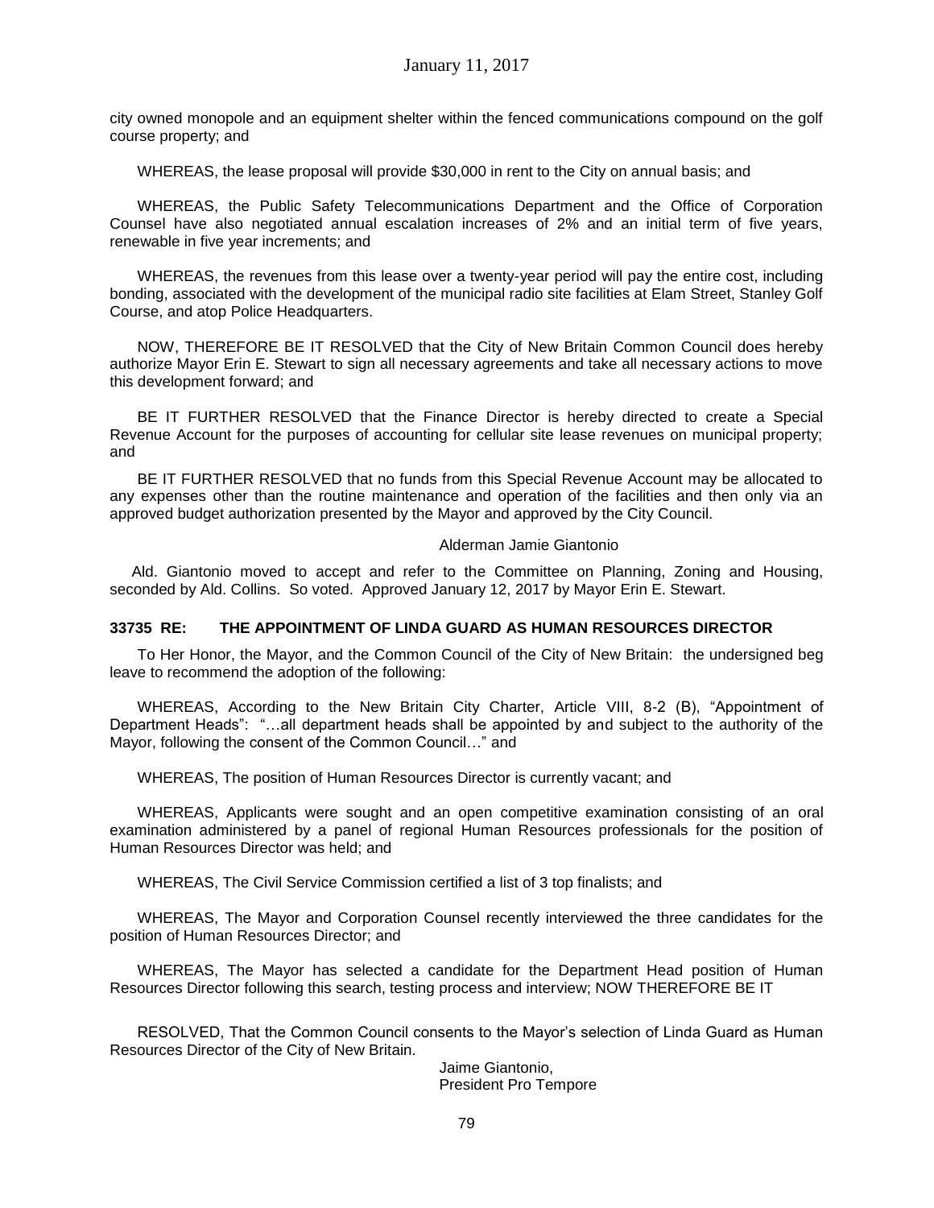city owned monopole and an equipment shelter within the fenced communications compound on the golf course property; and

WHEREAS, the lease proposal will provide $30,000 in rent to the City on annual basis; and

WHEREAS, the Public Safety Telecommunications Department and the Office of Corporation Counsel have also negotiated annual escalation increases of 2% and an initial term of five years, renewable in five year increments; and

WHEREAS, the revenues from this lease over a twenty-year period will pay the entire cost, including bonding, associated with the development of the municipal radio site facilities at Elam Street, Stanley Golf Course, and atop Police Headquarters.

NOW, THEREFORE BE IT RESOLVED that the City of New Britain Common Council does hereby authorize Mayor Erin E. Stewart to sign all necessary agreements and take all necessary actions to move this development forward; and

BE IT FURTHER RESOLVED that the Finance Director is hereby directed to create a Special Revenue Account for the purposes of accounting for cellular site lease revenues on municipal property; and

BE IT FURTHER RESOLVED that no funds from this Special Revenue Account may be allocated to any expenses other than the routine maintenance and operation of the facilities and then only via an approved budget authorization presented by the Mayor and approved by the City Council.

Alderman Jamie Giantonio

Ald. Giantonio moved to accept and refer to the Committee on Planning, Zoning and Housing, seconded by Ald. Collins. So voted. Approved January 12, 2017 by Mayor Erin E. Stewart.

**33735 RE: THE APPOINTMENT OF LINDA GUARD AS HUMAN RESOURCES DIRECTOR**

To Her Honor, the Mayor, and the Common Council of the City of New Britain: the undersigned beg leave to recommend the adoption of the following:

WHEREAS, According to the New Britain City Charter, Article VIII, 8-2 (B), "Appointment of Department Heads": "…all department heads shall be appointed by and subject to the authority of the Mayor, following the consent of the Common Council…" and

WHEREAS, The position of Human Resources Director is currently vacant; and

WHEREAS, Applicants were sought and an open competitive examination consisting of an oral examination administered by a panel of regional Human Resources professionals for the position of Human Resources Director was held; and

WHEREAS, The Civil Service Commission certified a list of 3 top finalists; and

WHEREAS, The Mayor and Corporation Counsel recently interviewed the three candidates for the position of Human Resources Director; and

WHEREAS, The Mayor has selected a candidate for the Department Head position of Human Resources Director following this search, testing process and interview; NOW THEREFORE BE IT

RESOLVED, That the Common Council consents to the Mayor's selection of Linda Guard as Human Resources Director of the City of New Britain.

Jaime Giantonio,
President Pro Tempore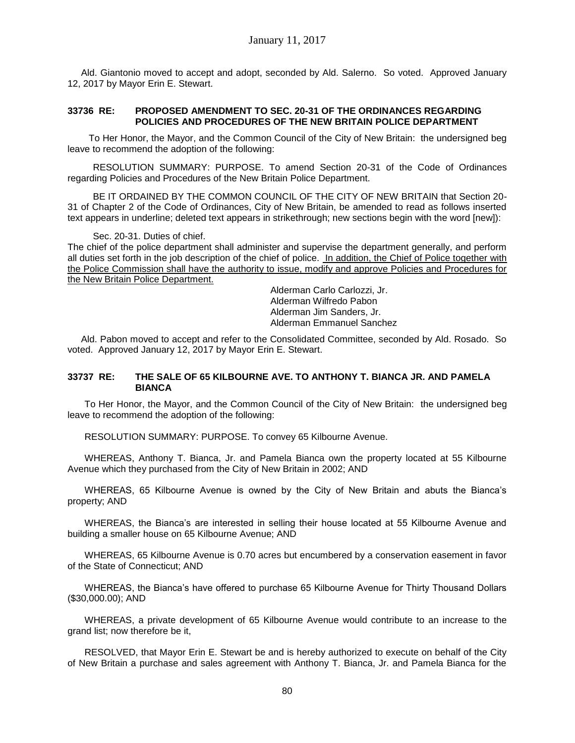Ald. Giantonio moved to accept and adopt, seconded by Ald. Salerno. So voted. Approved January 12, 2017 by Mayor Erin E. Stewart.

### 33736 RE: PROPOSED AMENDMENT TO SEC. 20-31 OF THE ORDINANCES REGARDING POLICIES AND PROCEDURES OF THE NEW BRITAIN POLICE DEPARTMENT

To Her Honor, the Mayor, and the Common Council of the City of New Britain: the undersigned beg leave to recommend the adoption of the following:

RESOLUTION SUMMARY: PURPOSE. To amend Section 20-31 of the Code of Ordinances regarding Policies and Procedures of the New Britain Police Department.

BE IT ORDAINED BY THE COMMON COUNCIL OF THE CITY OF NEW BRITAIN that Section 20-31 of Chapter 2 of the Code of Ordinances, City of New Britain, be amended to read as follows inserted text appears in underline; deleted text appears in strikethrough; new sections begin with the word [new]):

Sec. 20-31. Duties of chief.

The chief of the police department shall administer and supervise the department generally, and perform all duties set forth in the job description of the chief of police. <u>In addition, the Chief of Police together with the Police Commission shall have the authority to issue, modify and approve Policies and Procedures for the New Britain Police Department.</u>

Alderman Carlo Carlozzi, Jr.
Alderman Wilfredo Pabon
Alderman Jim Sanders, Jr.
Alderman Emmanuel Sanchez

Ald. Pabon moved to accept and refer to the Consolidated Committee, seconded by Ald. Rosado. So voted. Approved January 12, 2017 by Mayor Erin E. Stewart.

### 33737 RE: THE SALE OF 65 KILBOURNE AVE. TO ANTHONY T. BIANCA JR. AND PAMELA BIANCA

To Her Honor, the Mayor, and the Common Council of the City of New Britain: the undersigned beg leave to recommend the adoption of the following:

RESOLUTION SUMMARY: PURPOSE. To convey 65 Kilbourne Avenue.

WHEREAS, Anthony T. Bianca, Jr. and Pamela Bianca own the property located at 55 Kilbourne Avenue which they purchased from the City of New Britain in 2002; AND

WHEREAS, 65 Kilbourne Avenue is owned by the City of New Britain and abuts the Bianca's property; AND

WHEREAS, the Bianca's are interested in selling their house located at 55 Kilbourne Avenue and building a smaller house on 65 Kilbourne Avenue; AND

WHEREAS, 65 Kilbourne Avenue is 0.70 acres but encumbered by a conservation easement in favor of the State of Connecticut; AND

WHEREAS, the Bianca's have offered to purchase 65 Kilbourne Avenue for Thirty Thousand Dollars ($30,000.00); AND

WHEREAS, a private development of 65 Kilbourne Avenue would contribute to an increase to the grand list; now therefore be it,

RESOLVED, that Mayor Erin E. Stewart be and is hereby authorized to execute on behalf of the City of New Britain a purchase and sales agreement with Anthony T. Bianca, Jr. and Pamela Bianca for the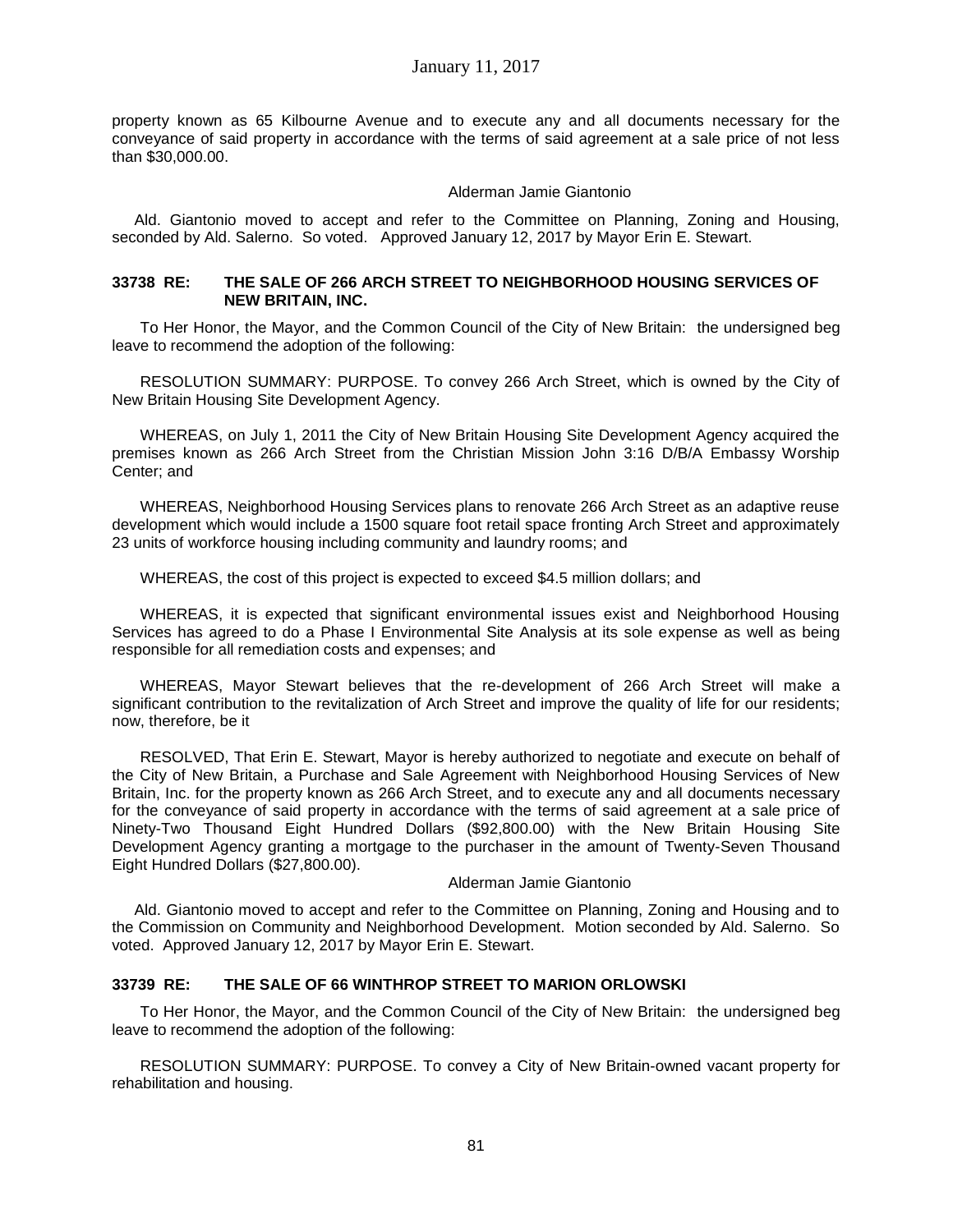property known as 65 Kilbourne Avenue and to execute any and all documents necessary for the conveyance of said property in accordance with the terms of said agreement at a sale price of not less than $30,000.00.

Alderman Jamie Giantonio

Ald. Giantonio moved to accept and refer to the Committee on Planning, Zoning and Housing, seconded by Ald. Salerno. So voted. Approved January 12, 2017 by Mayor Erin E. Stewart.

### 33738 RE: THE SALE OF 266 ARCH STREET TO NEIGHBORHOOD HOUSING SERVICES OF NEW BRITAIN, INC.

To Her Honor, the Mayor, and the Common Council of the City of New Britain: the undersigned beg leave to recommend the adoption of the following:

RESOLUTION SUMMARY: PURPOSE. To convey 266 Arch Street, which is owned by the City of New Britain Housing Site Development Agency.

WHEREAS, on July 1, 2011 the City of New Britain Housing Site Development Agency acquired the premises known as 266 Arch Street from the Christian Mission John 3:16 D/B/A Embassy Worship Center; and

WHEREAS, Neighborhood Housing Services plans to renovate 266 Arch Street as an adaptive reuse development which would include a 1500 square foot retail space fronting Arch Street and approximately 23 units of workforce housing including community and laundry rooms; and

WHEREAS, the cost of this project is expected to exceed $4.5 million dollars; and

WHEREAS, it is expected that significant environmental issues exist and Neighborhood Housing Services has agreed to do a Phase I Environmental Site Analysis at its sole expense as well as being responsible for all remediation costs and expenses; and

WHEREAS, Mayor Stewart believes that the re-development of 266 Arch Street will make a significant contribution to the revitalization of Arch Street and improve the quality of life for our residents; now, therefore, be it

RESOLVED, That Erin E. Stewart, Mayor is hereby authorized to negotiate and execute on behalf of the City of New Britain, a Purchase and Sale Agreement with Neighborhood Housing Services of New Britain, Inc. for the property known as 266 Arch Street, and to execute any and all documents necessary for the conveyance of said property in accordance with the terms of said agreement at a sale price of Ninety-Two Thousand Eight Hundred Dollars ($92,800.00) with the New Britain Housing Site Development Agency granting a mortgage to the purchaser in the amount of Twenty-Seven Thousand Eight Hundred Dollars ($27,800.00).

Alderman Jamie Giantonio

Ald. Giantonio moved to accept and refer to the Committee on Planning, Zoning and Housing and to the Commission on Community and Neighborhood Development. Motion seconded by Ald. Salerno. So voted. Approved January 12, 2017 by Mayor Erin E. Stewart.

### 33739 RE: THE SALE OF 66 WINTHROP STREET TO MARION ORLOWSKI

To Her Honor, the Mayor, and the Common Council of the City of New Britain: the undersigned beg leave to recommend the adoption of the following:

RESOLUTION SUMMARY: PURPOSE. To convey a City of New Britain-owned vacant property for rehabilitation and housing.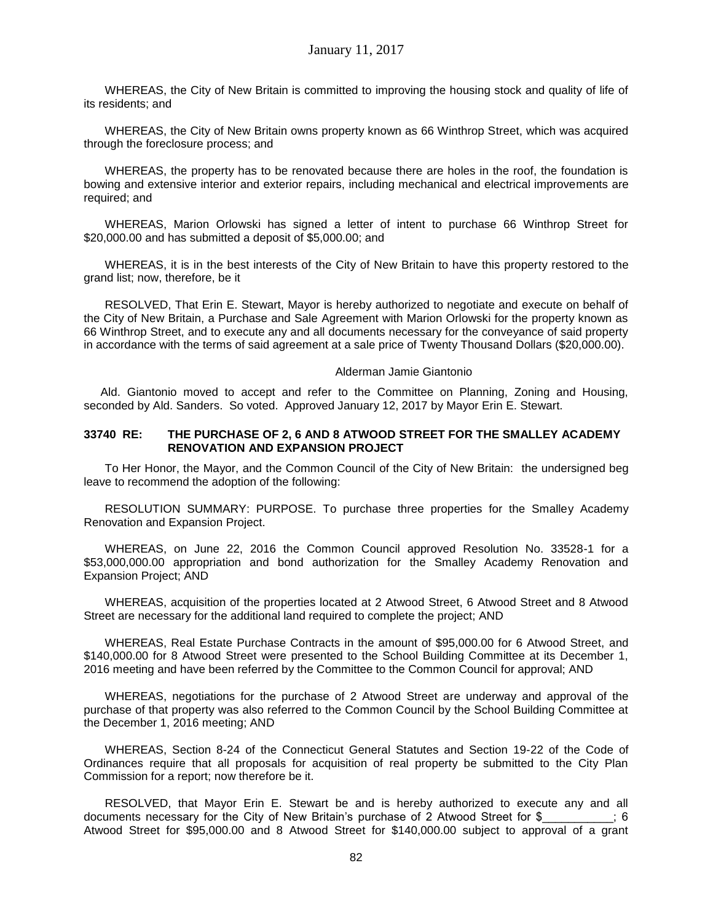WHEREAS, the City of New Britain is committed to improving the housing stock and quality of life of its residents; and

WHEREAS, the City of New Britain owns property known as 66 Winthrop Street, which was acquired through the foreclosure process; and

WHEREAS, the property has to be renovated because there are holes in the roof, the foundation is bowing and extensive interior and exterior repairs, including mechanical and electrical improvements are required; and

WHEREAS, Marion Orlowski has signed a letter of intent to purchase 66 Winthrop Street for $20,000.00 and has submitted a deposit of $5,000.00; and

WHEREAS, it is in the best interests of the City of New Britain to have this property restored to the grand list; now, therefore, be it

RESOLVED, That Erin E. Stewart, Mayor is hereby authorized to negotiate and execute on behalf of the City of New Britain, a Purchase and Sale Agreement with Marion Orlowski for the property known as 66 Winthrop Street, and to execute any and all documents necessary for the conveyance of said property in accordance with the terms of said agreement at a sale price of Twenty Thousand Dollars ($20,000.00).

Alderman Jamie Giantonio

Ald. Giantonio moved to accept and refer to the Committee on Planning, Zoning and Housing, seconded by Ald. Sanders. So voted. Approved January 12, 2017 by Mayor Erin E. Stewart.

**33740 RE: THE PURCHASE OF 2, 6 AND 8 ATWOOD STREET FOR THE SMALLEY ACADEMY RENOVATION AND EXPANSION PROJECT**

To Her Honor, the Mayor, and the Common Council of the City of New Britain: the undersigned beg leave to recommend the adoption of the following:

RESOLUTION SUMMARY: PURPOSE. To purchase three properties for the Smalley Academy Renovation and Expansion Project.

WHEREAS, on June 22, 2016 the Common Council approved Resolution No. 33528-1 for a $53,000,000.00 appropriation and bond authorization for the Smalley Academy Renovation and Expansion Project; AND

WHEREAS, acquisition of the properties located at 2 Atwood Street, 6 Atwood Street and 8 Atwood Street are necessary for the additional land required to complete the project; AND

WHEREAS, Real Estate Purchase Contracts in the amount of $95,000.00 for 6 Atwood Street, and $140,000.00 for 8 Atwood Street were presented to the School Building Committee at its December 1, 2016 meeting and have been referred by the Committee to the Common Council for approval; AND

WHEREAS, negotiations for the purchase of 2 Atwood Street are underway and approval of the purchase of that property was also referred to the Common Council by the School Building Committee at the December 1, 2016 meeting; AND

WHEREAS, Section 8-24 of the Connecticut General Statutes and Section 19-22 of the Code of Ordinances require that all proposals for acquisition of real property be submitted to the City Plan Commission for a report; now therefore be it.

RESOLVED, that Mayor Erin E. Stewart be and is hereby authorized to execute any and all documents necessary for the City of New Britain's purchase of 2 Atwood Street for $___________; 6 Atwood Street for $95,000.00 and 8 Atwood Street for $140,000.00 subject to approval of a grant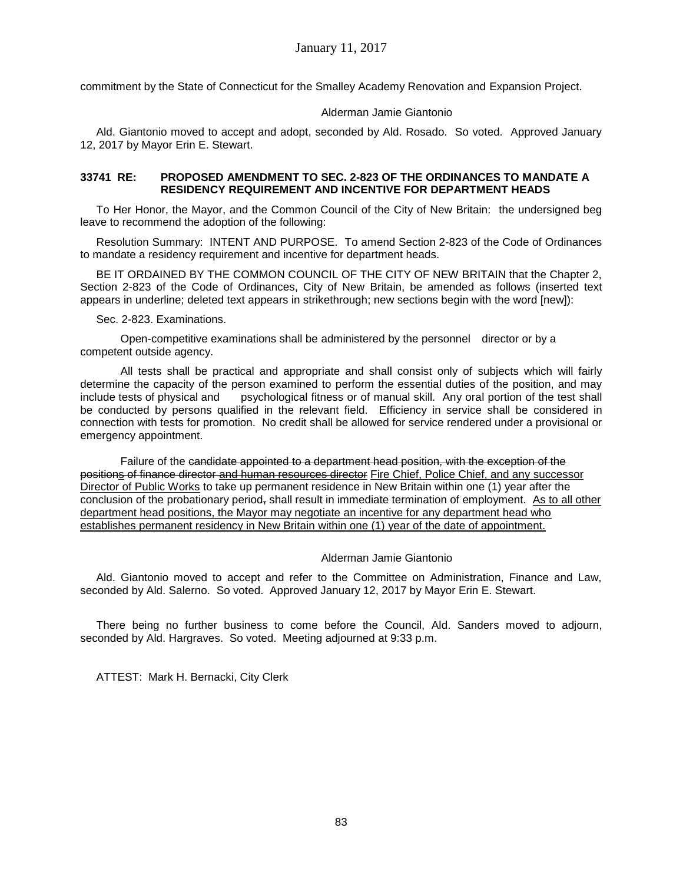commitment by the State of Connecticut for the Smalley Academy Renovation and Expansion Project.

Alderman Jamie Giantonio

Ald. Giantonio moved to accept and adopt, seconded by Ald. Rosado. So voted. Approved January 12, 2017 by Mayor Erin E. Stewart.

**33741 RE: PROPOSED AMENDMENT TO SEC. 2-823 OF THE ORDINANCES TO MANDATE A RESIDENCY REQUIREMENT AND INCENTIVE FOR DEPARTMENT HEADS**

To Her Honor, the Mayor, and the Common Council of the City of New Britain: the undersigned beg leave to recommend the adoption of the following:

Resolution Summary: INTENT AND PURPOSE. To amend Section 2-823 of the Code of Ordinances to mandate a residency requirement and incentive for department heads.

BE IT ORDAINED BY THE COMMON COUNCIL OF THE CITY OF NEW BRITAIN that the Chapter 2, Section 2-823 of the Code of Ordinances, City of New Britain, be amended as follows (inserted text appears in underline; deleted text appears in strikethrough; new sections begin with the word [new]):

Sec. 2-823. Examinations.

Open-competitive examinations shall be administered by the personnel director or by a competent outside agency.

All tests shall be practical and appropriate and shall consist only of subjects which will fairly determine the capacity of the person examined to perform the essential duties of the position, and may include tests of physical and psychological fitness or of manual skill. Any oral portion of the test shall be conducted by persons qualified in the relevant field. Efficiency in service shall be considered in connection with tests for promotion. No credit shall be allowed for service rendered under a provisional or emergency appointment.

Failure of the ~~candidate appointed to a department head position, with the exception of the position~~<u>s</u> ~~of finance director~~ ~~<u>and human resources director</u>~~ <u>Fire Chief, Police Chief, and any successor Director of Public Works</u> to take up permanent residence in New Britain within one (1) year after the conclusion of the probationary period~~,~~ shall result in immediate termination of employment. <u>As to all other department head positions, the Mayor may negotiate an incentive for any department head who establishes permanent residency in New Britain within one (1) year of the date of appointment.</u>

Alderman Jamie Giantonio

Ald. Giantonio moved to accept and refer to the Committee on Administration, Finance and Law, seconded by Ald. Salerno. So voted. Approved January 12, 2017 by Mayor Erin E. Stewart.

There being no further business to come before the Council, Ald. Sanders moved to adjourn, seconded by Ald. Hargraves. So voted. Meeting adjourned at 9:33 p.m.

ATTEST: Mark H. Bernacki, City Clerk